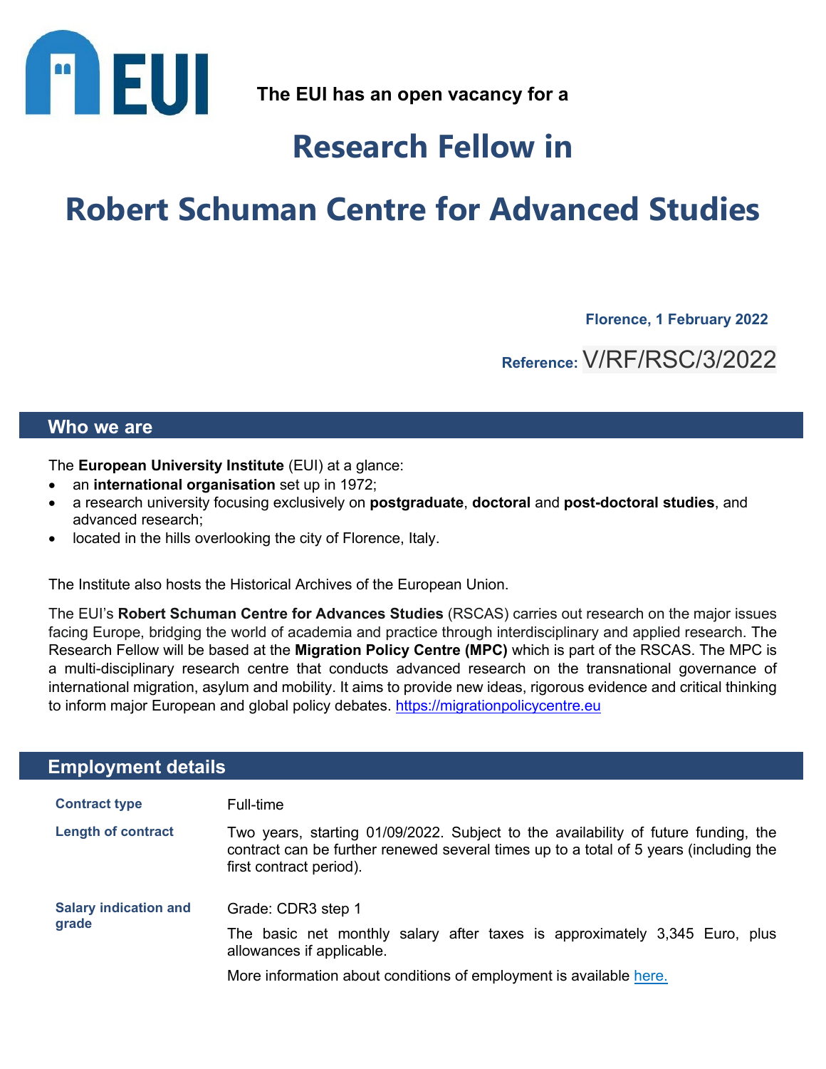The EUI has an open vacancy for a

# Research Fellow in

# Robert Schuman Centre for Advanced Studies

**Florence, 1 February 2022**

**Reference:** V/RF/RSC/3/2022

## Who we are

The **European University Institute** (EUI) at a glance:

- an **international organisation** set up in 1972;
- a research university focusing exclusively on **postgraduate**, **doctoral** and **post-doctoral studies**, and advanced research;
- located in the hills overlooking the city of Florence, Italy.

The Institute also hosts the Historical Archives of the European Union.

The EUI's **Robert Schuman Centre for Advances Studies** (RSCAS) carries out research on the major issues facing Europe, bridging the world of academia and practice through interdisciplinary and applied research. The Research Fellow will be based at the **Migration Policy Centre (MPC)** which is part of the RSCAS. The MPC is a multi-disciplinary research centre that conducts advanced research on the transnational governance of international migration, asylum and mobility. It aims to provide new ideas, rigorous evidence and critical thinking to inform major European and global policy debates. https://migrationpolicycentre.eu

## Employment details

| | |
|---|---|
| **Contract type** | Full-time |
| **Length of contract** | Two years, starting 01/09/2022. Subject to the availability of future funding, the contract can be further renewed several times up to a total of 5 years (including the first contract period). |
| **Salary indication and grade** | Grade: CDR3 step 1<br><br>The basic net monthly salary after taxes is approximately 3,345 Euro, plus allowances if applicable.<br><br>More information about conditions of employment is available here. |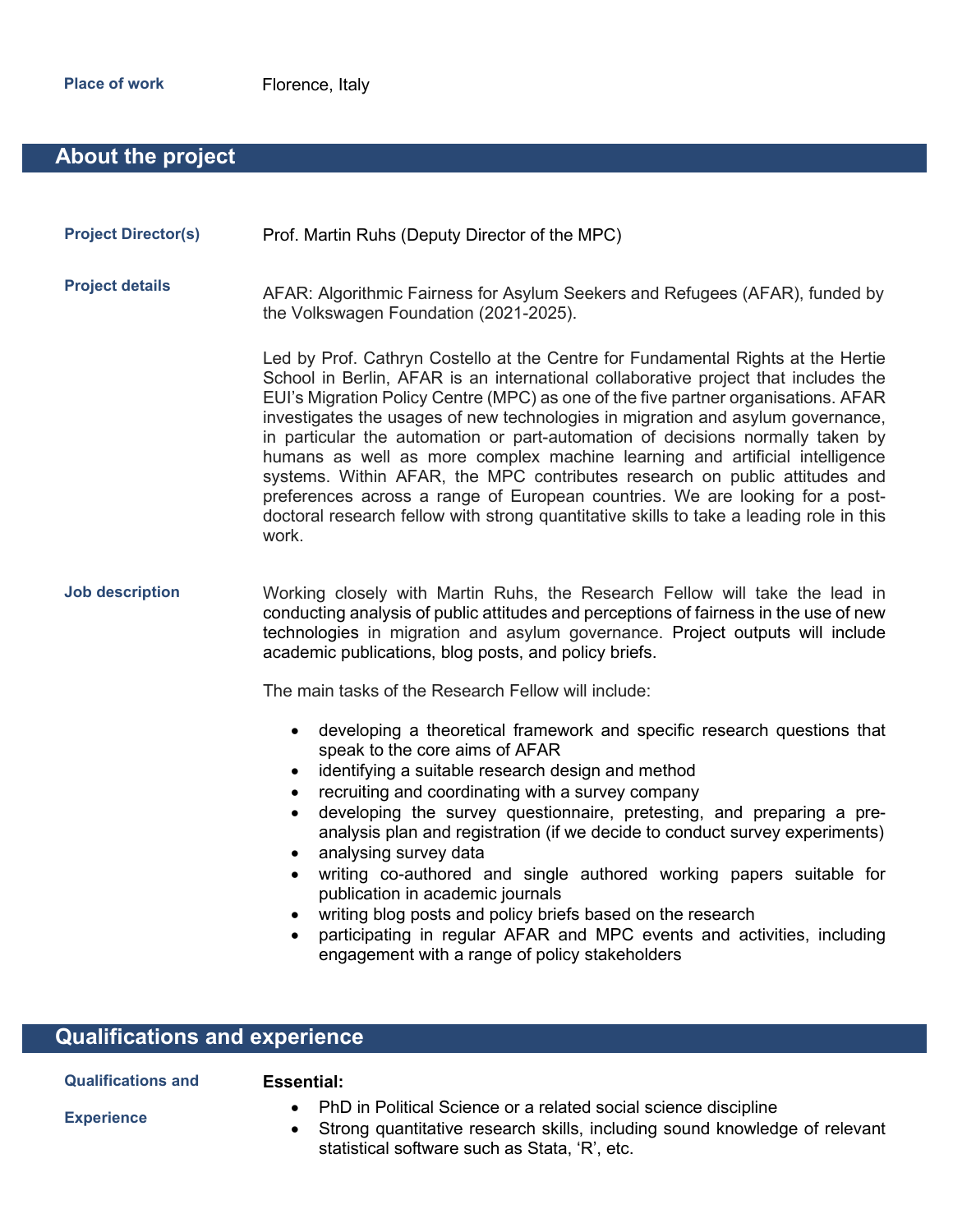**Place of work** Florence, Italy

## About the project

**Project Director(s)** Prof. Martin Ruhs (Deputy Director of the MPC)

**Project details**

AFAR: Algorithmic Fairness for Asylum Seekers and Refugees (AFAR), funded by the Volkswagen Foundation (2021-2025).

Led by Prof. Cathryn Costello at the Centre for Fundamental Rights at the Hertie School in Berlin, AFAR is an international collaborative project that includes the EUI's Migration Policy Centre (MPC) as one of the five partner organisations. AFAR investigates the usages of new technologies in migration and asylum governance, in particular the automation or part-automation of decisions normally taken by humans as well as more complex machine learning and artificial intelligence systems. Within AFAR, the MPC contributes research on public attitudes and preferences across a range of European countries. We are looking for a post-doctoral research fellow with strong quantitative skills to take a leading role in this work.

**Job description**

Working closely with Martin Ruhs, the Research Fellow will take the lead in conducting analysis of public attitudes and perceptions of fairness in the use of new technologies in migration and asylum governance. Project outputs will include academic publications, blog posts, and policy briefs.

The main tasks of the Research Fellow will include:

- developing a theoretical framework and specific research questions that speak to the core aims of AFAR
- identifying a suitable research design and method
- recruiting and coordinating with a survey company
- developing the survey questionnaire, pretesting, and preparing a pre-analysis plan and registration (if we decide to conduct survey experiments)
- analysing survey data
- writing co-authored and single authored working papers suitable for publication in academic journals
- writing blog posts and policy briefs based on the research
- participating in regular AFAR and MPC events and activities, including engagement with a range of policy stakeholders

## Qualifications and experience

**Qualifications and Experience**

**Essential:**

- PhD in Political Science or a related social science discipline
- Strong quantitative research skills, including sound knowledge of relevant statistical software such as Stata, 'R', etc.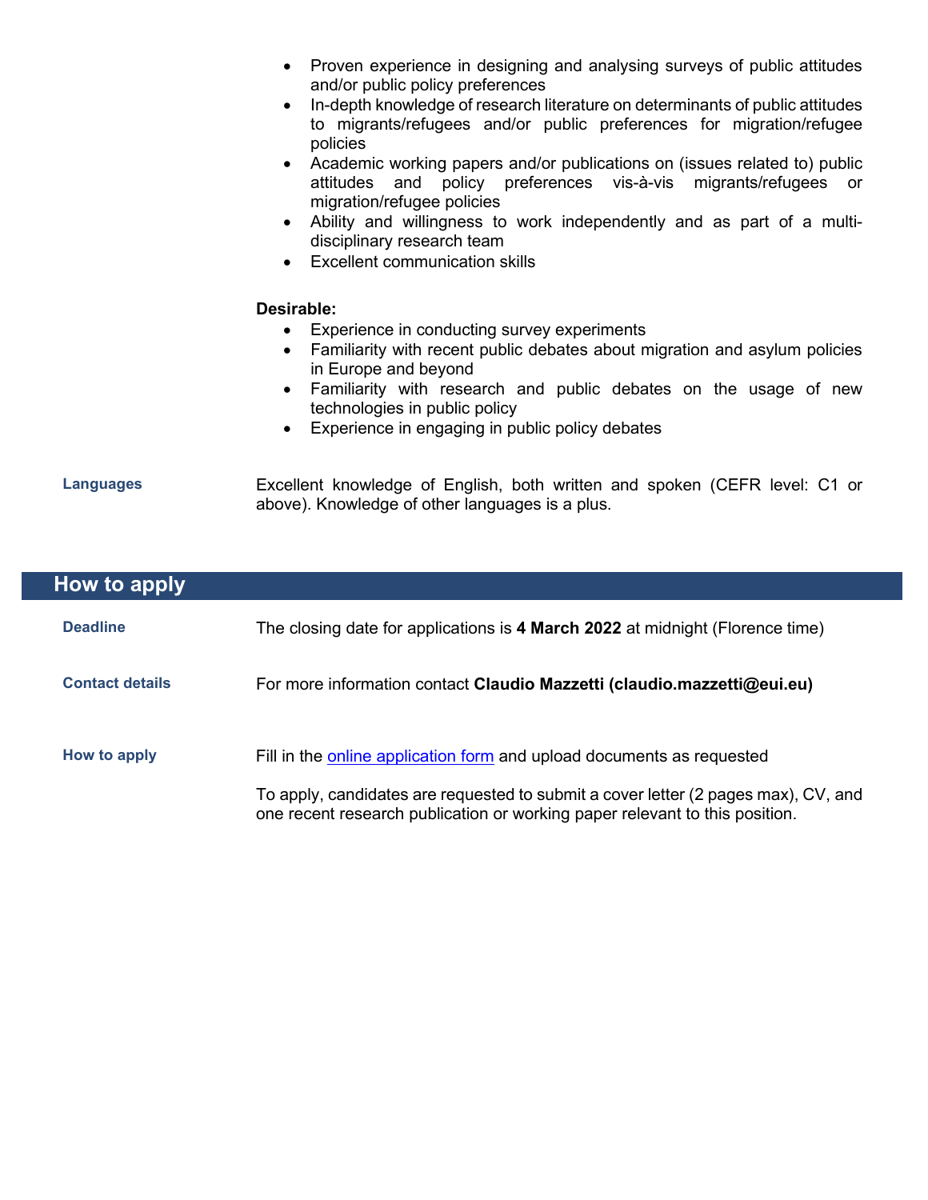- Proven experience in designing and analysing surveys of public attitudes and/or public policy preferences
- In-depth knowledge of research literature on determinants of public attitudes to migrants/refugees and/or public preferences for migration/refugee policies
- Academic working papers and/or publications on (issues related to) public attitudes and policy preferences vis-à-vis migrants/refugees or migration/refugee policies
- Ability and willingness to work independently and as part of a multi-disciplinary research team
- Excellent communication skills

**Desirable:**

- Experience in conducting survey experiments
- Familiarity with recent public debates about migration and asylum policies in Europe and beyond
- Familiarity with research and public debates on the usage of new technologies in public policy
- Experience in engaging in public policy debates

**Languages**

Excellent knowledge of English, both written and spoken (CEFR level: C1 or above). Knowledge of other languages is a plus.

## How to apply

**Deadline**

The closing date for applications is **4 March 2022** at midnight (Florence time)

**Contact details**

For more information contact **Claudio Mazzetti (claudio.mazzetti@eui.eu)**

**How to apply**

Fill in the online application form and upload documents as requested

To apply, candidates are requested to submit a cover letter (2 pages max), CV, and one recent research publication or working paper relevant to this position.